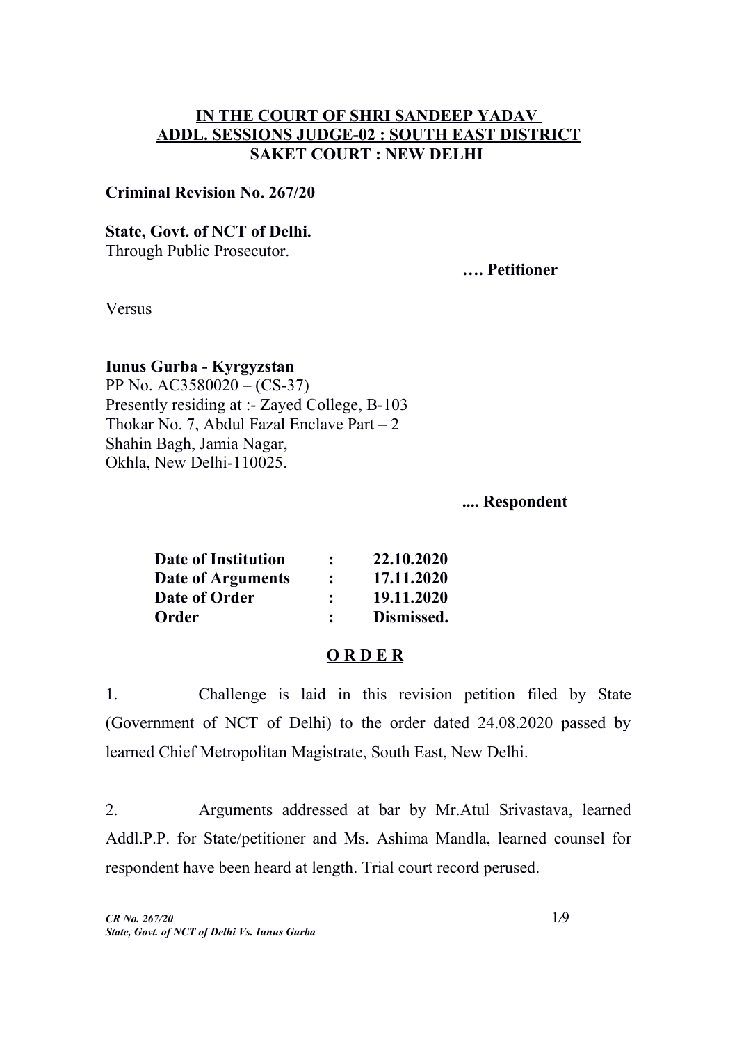**IN THE COURT OF SHRI SANDEEP YADAV**
**ADDL. SESSIONS JUDGE-02 : SOUTH EAST DISTRICT**
**SAKET COURT : NEW DELHI**

**Criminal Revision No. 267/20**

**State, Govt. of NCT of Delhi.**
Through Public Prosecutor.

**…. Petitioner**

Versus

**Iunus Gurba - Kyrgyzstan**
PP No. AC3580020 – (CS-37)
Presently residing at :- Zayed College, B-103
Thokar No. 7, Abdul Fazal Enclave Part – 2
Shahin Bagh, Jamia Nagar,
Okhla, New Delhi-110025.

**.... Respondent**

| | | |
|---|---|---|
| **Date of Institution** | **:** | **22.10.2020** |
| **Date of Arguments** | **:** | **17.11.2020** |
| **Date of Order** | **:** | **19.11.2020** |
| **Order** | **:** | **Dismissed.** |

**O R D E R**

1. Challenge is laid in this revision petition filed by State (Government of NCT of Delhi) to the order dated 24.08.2020 passed by learned Chief Metropolitan Magistrate, South East, New Delhi.

2. Arguments addressed at bar by Mr.Atul Srivastava, learned Addl.P.P. for State/petitioner and Ms. Ashima Mandla, learned counsel for respondent have been heard at length. Trial court record perused.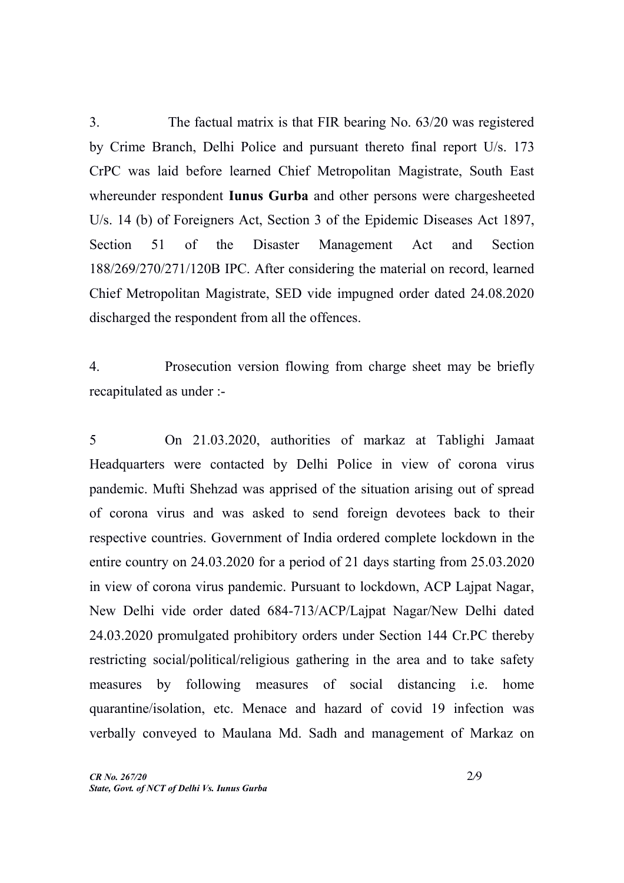3. The factual matrix is that FIR bearing No. 63/20 was registered by Crime Branch, Delhi Police and pursuant thereto final report U/s. 173 CrPC was laid before learned Chief Metropolitan Magistrate, South East whereunder respondent **Iunus Gurba** and other persons were chargesheeted U/s. 14 (b) of Foreigners Act, Section 3 of the Epidemic Diseases Act 1897, Section 51 of the Disaster Management Act and Section 188/269/270/271/120B IPC. After considering the material on record, learned Chief Metropolitan Magistrate, SED vide impugned order dated 24.08.2020 discharged the respondent from all the offences.

4. Prosecution version flowing from charge sheet may be briefly recapitulated as under :-

5 On 21.03.2020, authorities of markaz at Tablighi Jamaat Headquarters were contacted by Delhi Police in view of corona virus pandemic. Mufti Shehzad was apprised of the situation arising out of spread of corona virus and was asked to send foreign devotees back to their respective countries. Government of India ordered complete lockdown in the entire country on 24.03.2020 for a period of 21 days starting from 25.03.2020 in view of corona virus pandemic. Pursuant to lockdown, ACP Lajpat Nagar, New Delhi vide order dated 684-713/ACP/Lajpat Nagar/New Delhi dated 24.03.2020 promulgated prohibitory orders under Section 144 Cr.PC thereby restricting social/political/religious gathering in the area and to take safety measures by following measures of social distancing i.e. home quarantine/isolation, etc. Menace and hazard of covid 19 infection was verbally conveyed to Maulana Md. Sadh and management of Markaz on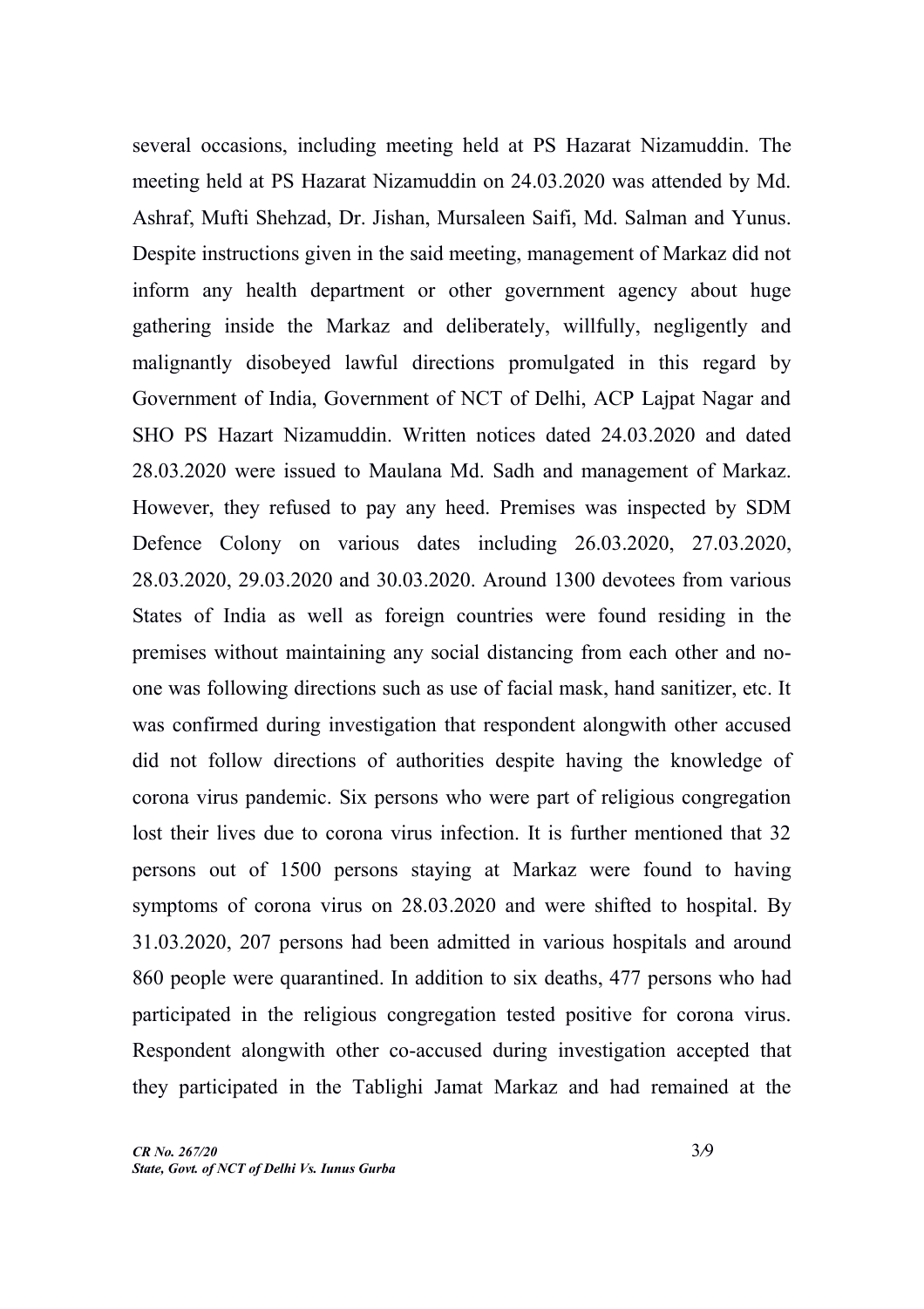several occasions, including meeting held at PS Hazarat Nizamuddin. The meeting held at PS Hazarat Nizamuddin on 24.03.2020 was attended by Md. Ashraf, Mufti Shehzad, Dr. Jishan, Mursaleen Saifi, Md. Salman and Yunus. Despite instructions given in the said meeting, management of Markaz did not inform any health department or other government agency about huge gathering inside the Markaz and deliberately, willfully, negligently and malignantly disobeyed lawful directions promulgated in this regard by Government of India, Government of NCT of Delhi, ACP Lajpat Nagar and SHO PS Hazart Nizamuddin. Written notices dated 24.03.2020 and dated 28.03.2020 were issued to Maulana Md. Sadh and management of Markaz. However, they refused to pay any heed. Premises was inspected by SDM Defence Colony on various dates including 26.03.2020, 27.03.2020, 28.03.2020, 29.03.2020 and 30.03.2020. Around 1300 devotees from various States of India as well as foreign countries were found residing in the premises without maintaining any social distancing from each other and no-one was following directions such as use of facial mask, hand sanitizer, etc. It was confirmed during investigation that respondent alongwith other accused did not follow directions of authorities despite having the knowledge of corona virus pandemic. Six persons who were part of religious congregation lost their lives due to corona virus infection. It is further mentioned that 32 persons out of 1500 persons staying at Markaz were found to having symptoms of corona virus on 28.03.2020 and were shifted to hospital. By 31.03.2020, 207 persons had been admitted in various hospitals and around 860 people were quarantined. In addition to six deaths, 477 persons who had participated in the religious congregation tested positive for corona virus. Respondent alongwith other co-accused during investigation accepted that they participated in the Tablighi Jamat Markaz and had remained at the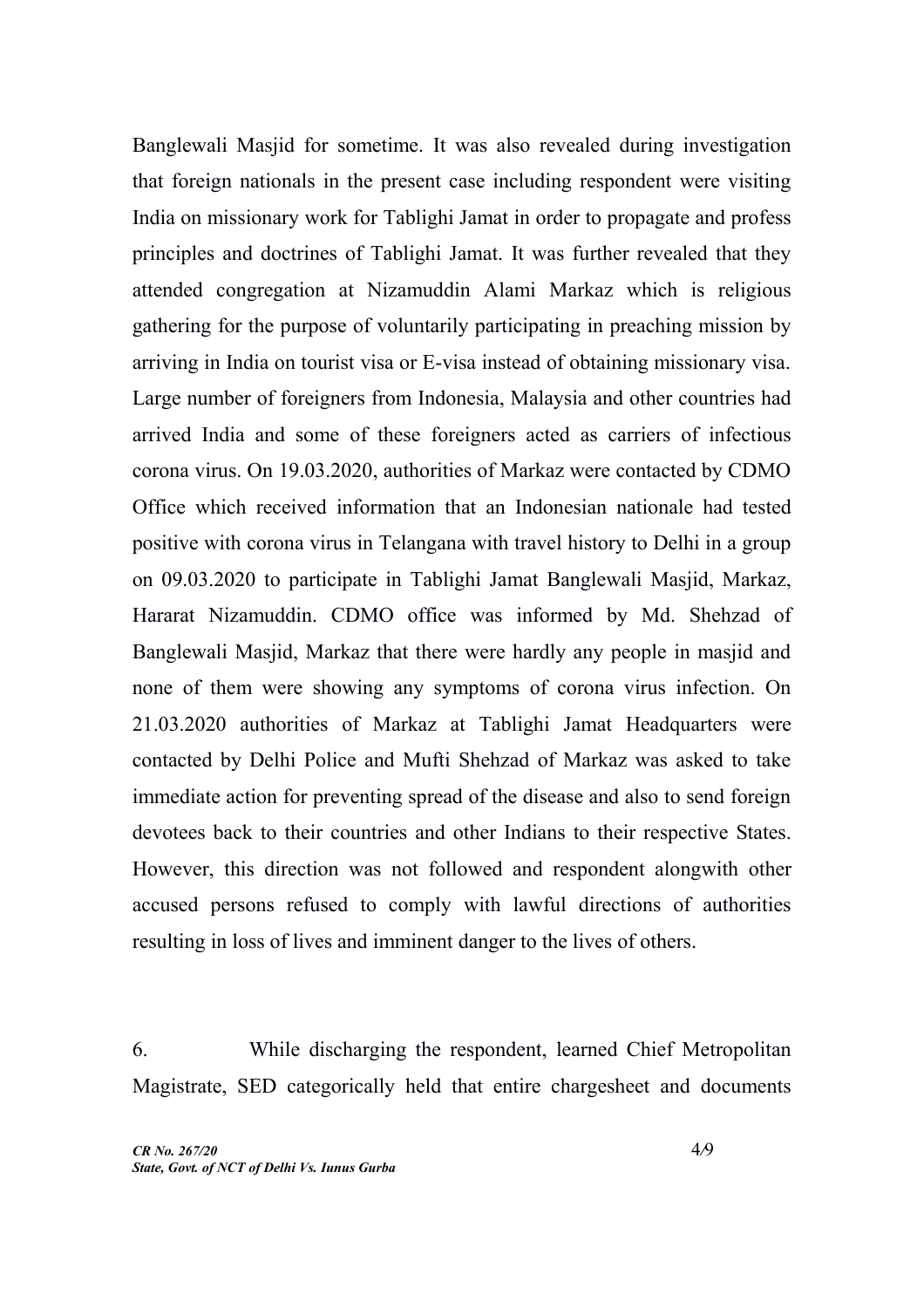Banglewali Masjid for sometime. It was also revealed during investigation that foreign nationals in the present case including respondent were visiting India on missionary work for Tablighi Jamat in order to propagate and profess principles and doctrines of Tablighi Jamat. It was further revealed that they attended congregation at Nizamuddin Alami Markaz which is religious gathering for the purpose of voluntarily participating in preaching mission by arriving in India on tourist visa or E-visa instead of obtaining missionary visa. Large number of foreigners from Indonesia, Malaysia and other countries had arrived India and some of these foreigners acted as carriers of infectious corona virus. On 19.03.2020, authorities of Markaz were contacted by CDMO Office which received information that an Indonesian nationale had tested positive with corona virus in Telangana with travel history to Delhi in a group on 09.03.2020 to participate in Tablighi Jamat Banglewali Masjid, Markaz, Hararat Nizamuddin. CDMO office was informed by Md. Shehzad of Banglewali Masjid, Markaz that there were hardly any people in masjid and none of them were showing any symptoms of corona virus infection. On 21.03.2020 authorities of Markaz at Tablighi Jamat Headquarters were contacted by Delhi Police and Mufti Shehzad of Markaz was asked to take immediate action for preventing spread of the disease and also to send foreign devotees back to their countries and other Indians to their respective States. However, this direction was not followed and respondent alongwith other accused persons refused to comply with lawful directions of authorities resulting in loss of lives and imminent danger to the lives of others.

6. While discharging the respondent, learned Chief Metropolitan Magistrate, SED categorically held that entire chargesheet and documents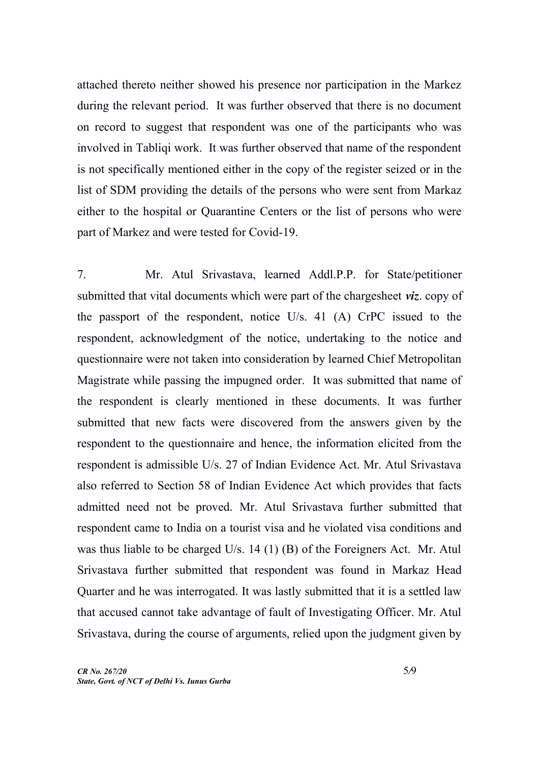attached thereto neither showed his presence nor participation in the Markez during the relevant period. It was further observed that there is no document on record to suggest that respondent was one of the participants who was involved in Tabliqi work. It was further observed that name of the respondent is not specifically mentioned either in the copy of the register seized or in the list of SDM providing the details of the persons who were sent from Markaz either to the hospital or Quarantine Centers or the list of persons who were part of Markez and were tested for Covid-19.

7. Mr. Atul Srivastava, learned Addl.P.P. for State/petitioner submitted that vital documents which were part of the chargesheet ***viz***. copy of the passport of the respondent, notice U/s. 41 (A) CrPC issued to the respondent, acknowledgment of the notice, undertaking to the notice and questionnaire were not taken into consideration by learned Chief Metropolitan Magistrate while passing the impugned order. It was submitted that name of the respondent is clearly mentioned in these documents. It was further submitted that new facts were discovered from the answers given by the respondent to the questionnaire and hence, the information elicited from the respondent is admissible U/s. 27 of Indian Evidence Act. Mr. Atul Srivastava also referred to Section 58 of Indian Evidence Act which provides that facts admitted need not be proved. Mr. Atul Srivastava further submitted that respondent came to India on a tourist visa and he violated visa conditions and was thus liable to be charged U/s. 14 (1) (B) of the Foreigners Act. Mr. Atul Srivastava further submitted that respondent was found in Markaz Head Quarter and he was interrogated. It was lastly submitted that it is a settled law that accused cannot take advantage of fault of Investigating Officer. Mr. Atul Srivastava, during the course of arguments, relied upon the judgment given by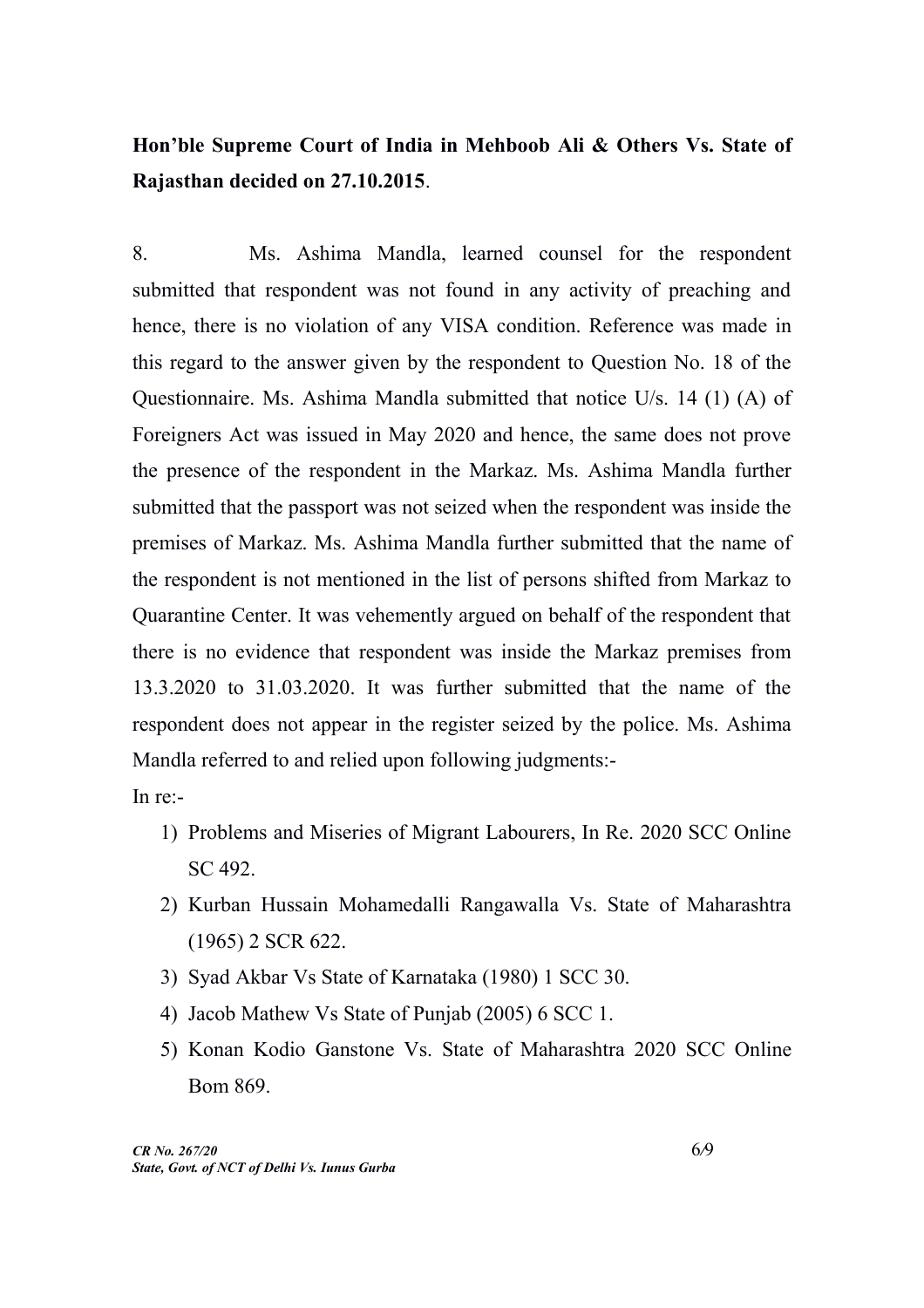**Hon'ble Supreme Court of India in Mehboob Ali & Others Vs. State of Rajasthan decided on 27.10.2015**.

8. Ms. Ashima Mandla, learned counsel for the respondent submitted that respondent was not found in any activity of preaching and hence, there is no violation of any VISA condition. Reference was made in this regard to the answer given by the respondent to Question No. 18 of the Questionnaire. Ms. Ashima Mandla submitted that notice U/s. 14 (1) (A) of Foreigners Act was issued in May 2020 and hence, the same does not prove the presence of the respondent in the Markaz. Ms. Ashima Mandla further submitted that the passport was not seized when the respondent was inside the premises of Markaz. Ms. Ashima Mandla further submitted that the name of the respondent is not mentioned in the list of persons shifted from Markaz to Quarantine Center. It was vehemently argued on behalf of the respondent that there is no evidence that respondent was inside the Markaz premises from 13.3.2020 to 31.03.2020. It was further submitted that the name of the respondent does not appear in the register seized by the police. Ms. Ashima Mandla referred to and relied upon following judgments:-

In re:-

1) Problems and Miseries of Migrant Labourers, In Re. 2020 SCC Online SC 492.
2) Kurban Hussain Mohamedalli Rangawalla Vs. State of Maharashtra (1965) 2 SCR 622.
3) Syad Akbar Vs State of Karnataka (1980) 1 SCC 30.
4) Jacob Mathew Vs State of Punjab (2005) 6 SCC 1.
5) Konan Kodio Ganstone Vs. State of Maharashtra 2020 SCC Online Bom 869.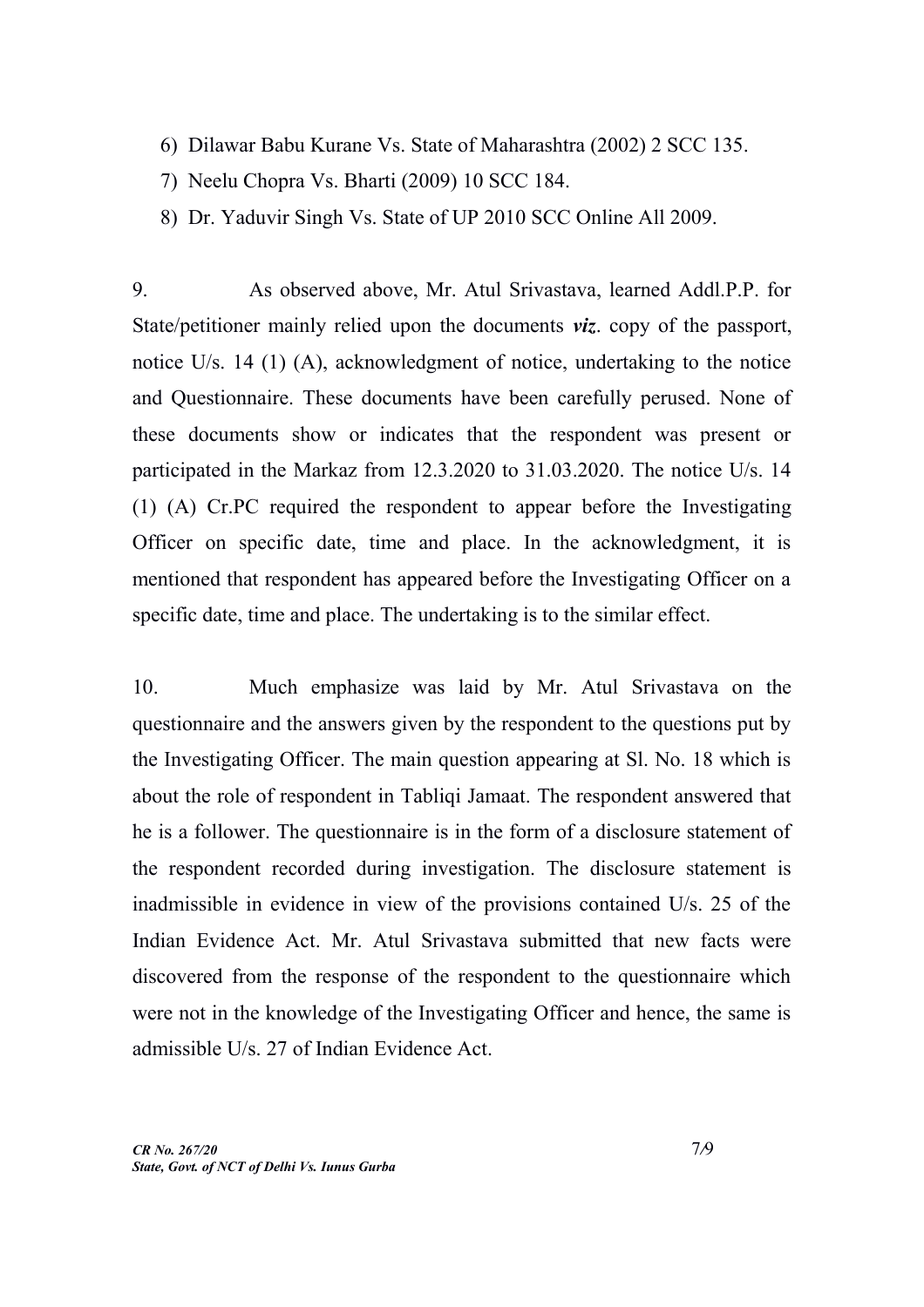6) Dilawar Babu Kurane Vs. State of Maharashtra (2002) 2 SCC 135.
7) Neelu Chopra Vs. Bharti (2009) 10 SCC 184.
8) Dr. Yaduvir Singh Vs. State of UP 2010 SCC Online All 2009.

9. As observed above, Mr. Atul Srivastava, learned Addl.P.P. for State/petitioner mainly relied upon the documents ***viz***. copy of the passport, notice U/s. 14 (1) (A), acknowledgment of notice, undertaking to the notice and Questionnaire. These documents have been carefully perused. None of these documents show or indicates that the respondent was present or participated in the Markaz from 12.3.2020 to 31.03.2020. The notice U/s. 14 (1) (A) Cr.PC required the respondent to appear before the Investigating Officer on specific date, time and place. In the acknowledgment, it is mentioned that respondent has appeared before the Investigating Officer on a specific date, time and place. The undertaking is to the similar effect.

10. Much emphasize was laid by Mr. Atul Srivastava on the questionnaire and the answers given by the respondent to the questions put by the Investigating Officer. The main question appearing at Sl. No. 18 which is about the role of respondent in Tabliqi Jamaat. The respondent answered that he is a follower. The questionnaire is in the form of a disclosure statement of the respondent recorded during investigation. The disclosure statement is inadmissible in evidence in view of the provisions contained U/s. 25 of the Indian Evidence Act. Mr. Atul Srivastava submitted that new facts were discovered from the response of the respondent to the questionnaire which were not in the knowledge of the Investigating Officer and hence, the same is admissible U/s. 27 of Indian Evidence Act.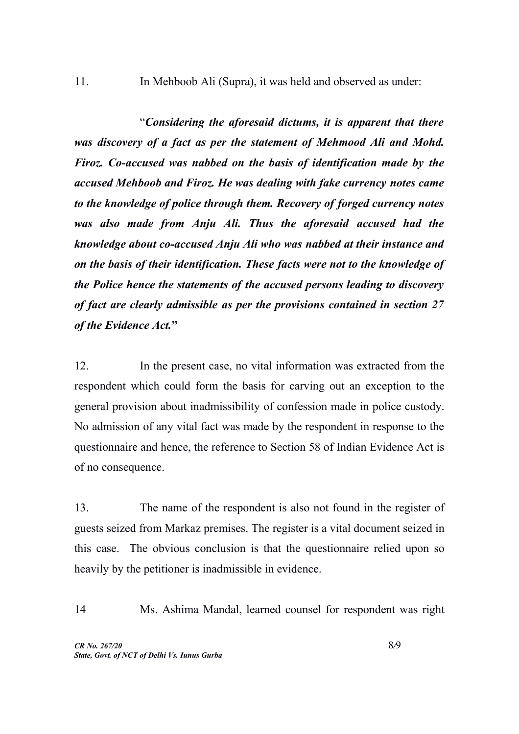11. In Mehboob Ali (Supra), it was held and observed as under:

"***Considering the aforesaid dictums, it is apparent that there was discovery of a fact as per the statement of Mehmood Ali and Mohd. Firoz. Co-accused was nabbed on the basis of identification made by the accused Mehboob and Firoz. He was dealing with fake currency notes came to the knowledge of police through them. Recovery of forged currency notes was also made from Anju Ali. Thus the aforesaid accused had the knowledge about co-accused Anju Ali who was nabbed at their instance and on the basis of their identification. These facts were not to the knowledge of the Police hence the statements of the accused persons leading to discovery of fact are clearly admissible as per the provisions contained in section 27 of the Evidence Act.***"

12. In the present case, no vital information was extracted from the respondent which could form the basis for carving out an exception to the general provision about inadmissibility of confession made in police custody. No admission of any vital fact was made by the respondent in response to the questionnaire and hence, the reference to Section 58 of Indian Evidence Act is of no consequence.

13. The name of the respondent is also not found in the register of guests seized from Markaz premises. The register is a vital document seized in this case. The obvious conclusion is that the questionnaire relied upon so heavily by the petitioner is inadmissible in evidence.

14 Ms. Ashima Mandal, learned counsel for respondent was right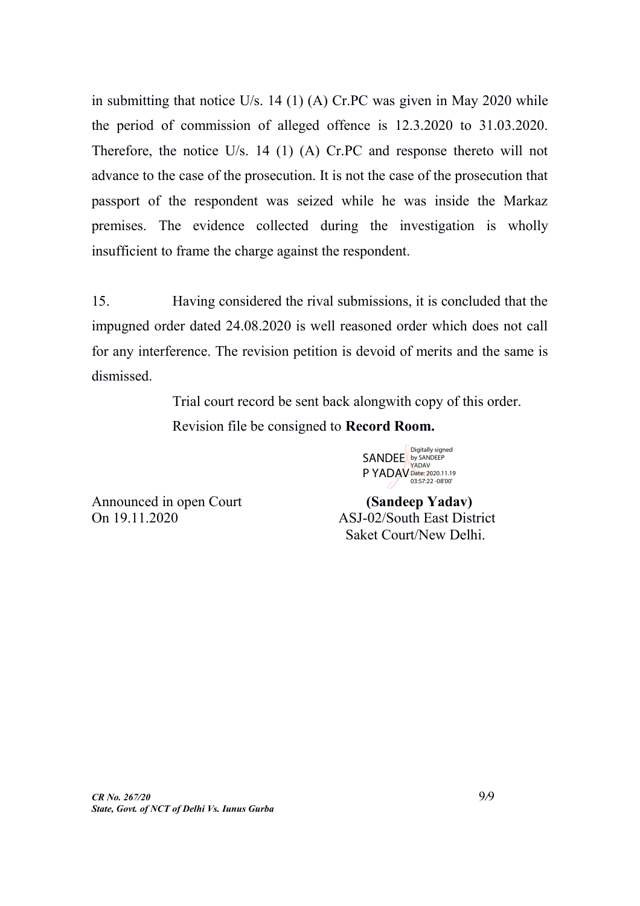in submitting that notice U/s. 14 (1) (A) Cr.PC was given in May 2020 while the period of commission of alleged offence is 12.3.2020 to 31.03.2020. Therefore, the notice U/s. 14 (1) (A) Cr.PC and response thereto will not advance to the case of the prosecution. It is not the case of the prosecution that passport of the respondent was seized while he was inside the Markaz premises. The evidence collected during the investigation is wholly insufficient to frame the charge against the respondent.

15. Having considered the rival submissions, it is concluded that the impugned order dated 24.08.2020 is well reasoned order which does not call for any interference. The revision petition is devoid of merits and the same is dismissed.

Trial court record be sent back alongwith copy of this order.

Revision file be consigned to **Record Room.**

SANDEEP YADAV — Digitally signed by SANDEEP YADAV Date: 2020.11.19 03:57:22 -08'00'

Announced in open Court
On 19.11.2020

**(Sandeep Yadav)**
ASJ-02/South East District
Saket Court/New Delhi.